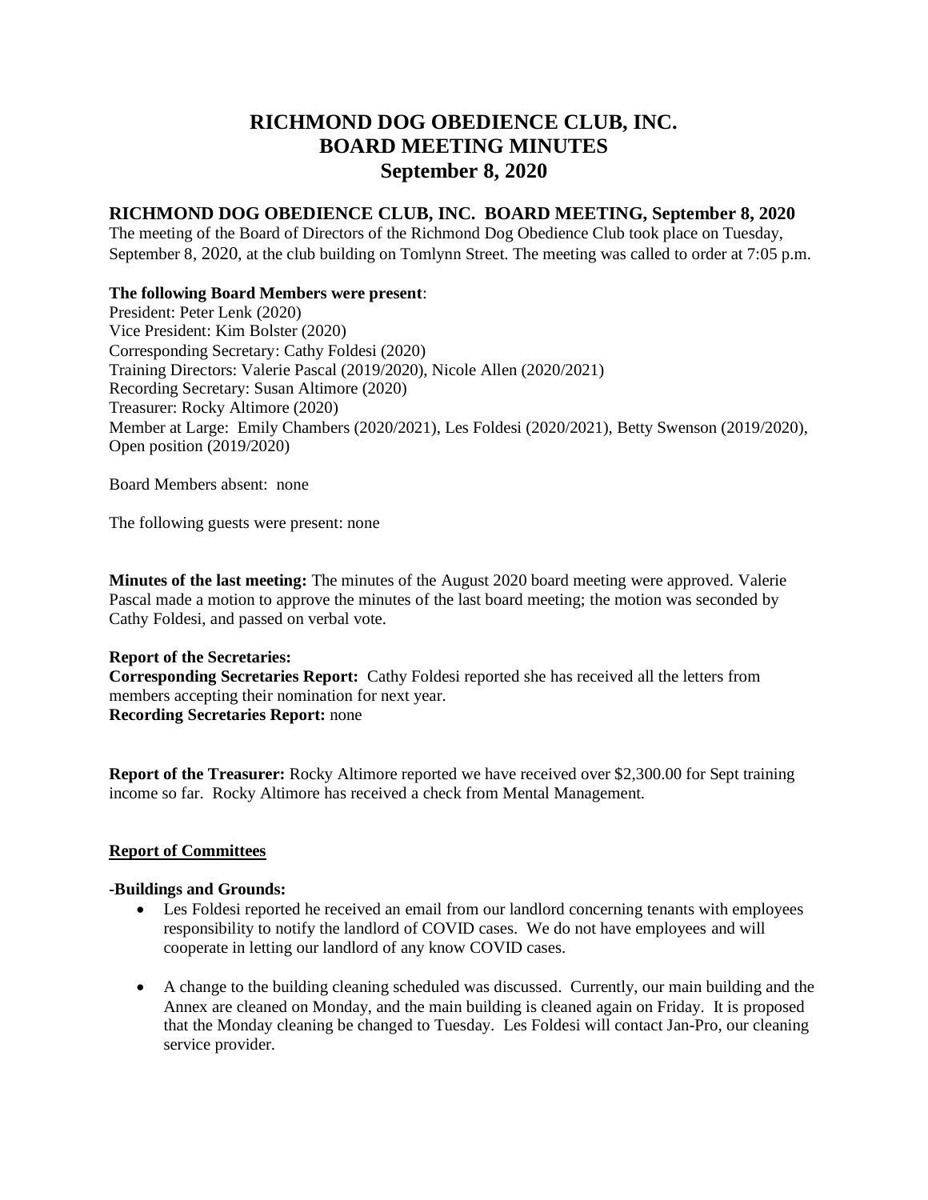# RICHMOND DOG OBEDIENCE CLUB, INC.
# BOARD MEETING MINUTES
# September 8, 2020

## RICHMOND DOG OBEDIENCE CLUB, INC. BOARD MEETING, September 8, 2020

The meeting of the Board of Directors of the Richmond Dog Obedience Club took place on Tuesday, September 8, 2020, at the club building on Tomlynn Street. The meeting was called to order at 7:05 p.m.

**The following Board Members were present**:
President: Peter Lenk (2020)
Vice President: Kim Bolster (2020)
Corresponding Secretary: Cathy Foldesi (2020)
Training Directors: Valerie Pascal (2019/2020), Nicole Allen (2020/2021)
Recording Secretary: Susan Altimore (2020)
Treasurer: Rocky Altimore (2020)
Member at Large: Emily Chambers (2020/2021), Les Foldesi (2020/2021), Betty Swenson (2019/2020), Open position (2019/2020)

Board Members absent: none

The following guests were present: none

**Minutes of the last meeting:** The minutes of the August 2020 board meeting were approved. Valerie Pascal made a motion to approve the minutes of the last board meeting; the motion was seconded by Cathy Foldesi, and passed on verbal vote.

**Report of the Secretaries:**
**Corresponding Secretaries Report:** Cathy Foldesi reported she has received all the letters from members accepting their nomination for next year.
**Recording Secretaries Report:** none

**Report of the Treasurer:** Rocky Altimore reported we have received over $2,300.00 for Sept training income so far. Rocky Altimore has received a check from Mental Management.

**<u>Report of Committees</u>**

**-Buildings and Grounds:**

- Les Foldesi reported he received an email from our landlord concerning tenants with employees responsibility to notify the landlord of COVID cases. We do not have employees and will cooperate in letting our landlord of any know COVID cases.
- A change to the building cleaning scheduled was discussed. Currently, our main building and the Annex are cleaned on Monday, and the main building is cleaned again on Friday. It is proposed that the Monday cleaning be changed to Tuesday. Les Foldesi will contact Jan-Pro, our cleaning service provider.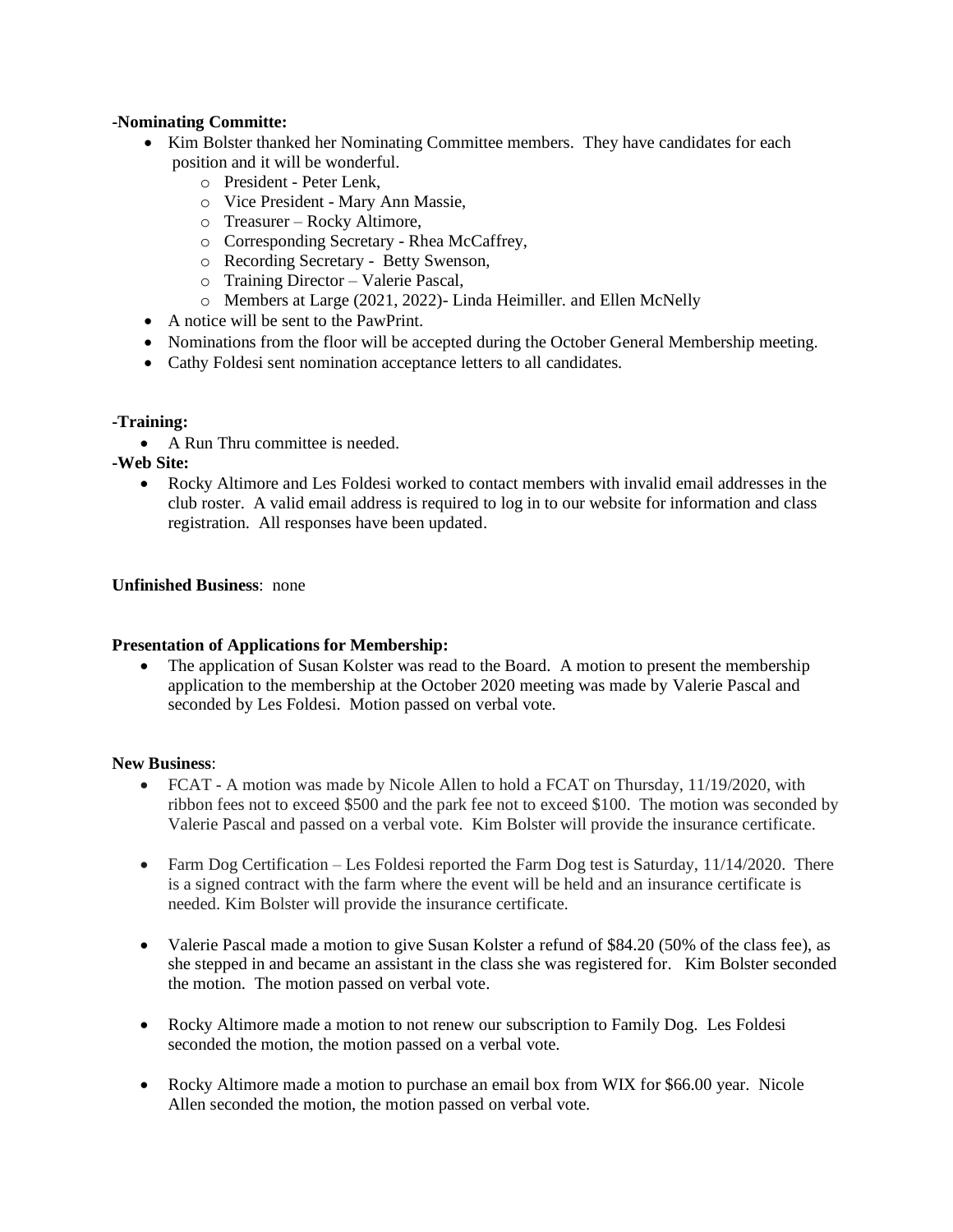**-Nominating Committe:**

- Kim Bolster thanked her Nominating Committee members. They have candidates for each position and it will be wonderful.
    - President - Peter Lenk,
    - Vice President - Mary Ann Massie,
    - Treasurer – Rocky Altimore,
    - Corresponding Secretary - Rhea McCaffrey,
    - Recording Secretary - Betty Swenson,
    - Training Director – Valerie Pascal,
    - Members at Large (2021, 2022)- Linda Heimiller. and Ellen McNelly
- A notice will be sent to the PawPrint.
- Nominations from the floor will be accepted during the October General Membership meeting.
- Cathy Foldesi sent nomination acceptance letters to all candidates.

**-Training:**

- A Run Thru committee is needed.

**-Web Site:**

- Rocky Altimore and Les Foldesi worked to contact members with invalid email addresses in the club roster. A valid email address is required to log in to our website for information and class registration. All responses have been updated.

**Unfinished Business**: none

**Presentation of Applications for Membership:**

- The application of Susan Kolster was read to the Board. A motion to present the membership application to the membership at the October 2020 meeting was made by Valerie Pascal and seconded by Les Foldesi. Motion passed on verbal vote.

**New Business**:

- FCAT - A motion was made by Nicole Allen to hold a FCAT on Thursday, 11/19/2020, with ribbon fees not to exceed $500 and the park fee not to exceed $100. The motion was seconded by Valerie Pascal and passed on a verbal vote. Kim Bolster will provide the insurance certificate.

- Farm Dog Certification – Les Foldesi reported the Farm Dog test is Saturday, 11/14/2020. There is a signed contract with the farm where the event will be held and an insurance certificate is needed. Kim Bolster will provide the insurance certificate.

- Valerie Pascal made a motion to give Susan Kolster a refund of $84.20 (50% of the class fee), as she stepped in and became an assistant in the class she was registered for. Kim Bolster seconded the motion. The motion passed on verbal vote.

- Rocky Altimore made a motion to not renew our subscription to Family Dog. Les Foldesi seconded the motion, the motion passed on a verbal vote.

- Rocky Altimore made a motion to purchase an email box from WIX for $66.00 year. Nicole Allen seconded the motion, the motion passed on verbal vote.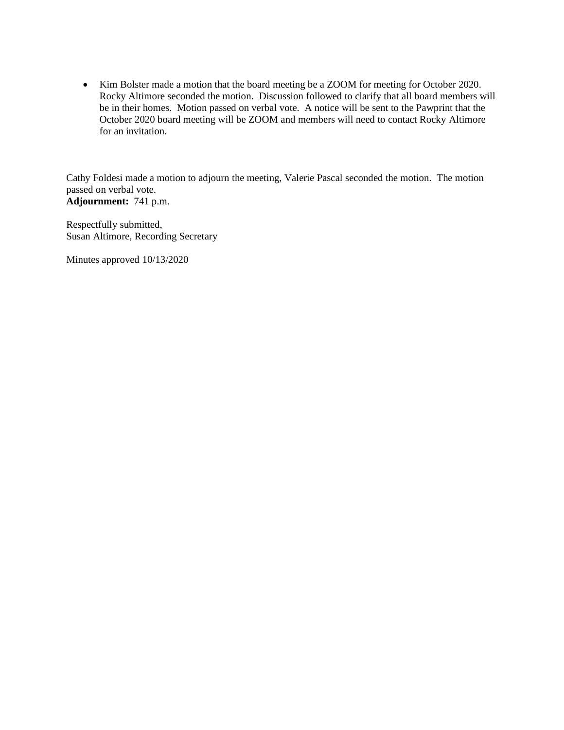- Kim Bolster made a motion that the board meeting be a ZOOM for meeting for October 2020. Rocky Altimore seconded the motion. Discussion followed to clarify that all board members will be in their homes. Motion passed on verbal vote. A notice will be sent to the Pawprint that the October 2020 board meeting will be ZOOM and members will need to contact Rocky Altimore for an invitation.

Cathy Foldesi made a motion to adjourn the meeting, Valerie Pascal seconded the motion. The motion passed on verbal vote.
**Adjournment:** 741 p.m.

Respectfully submitted,
Susan Altimore, Recording Secretary

Minutes approved 10/13/2020